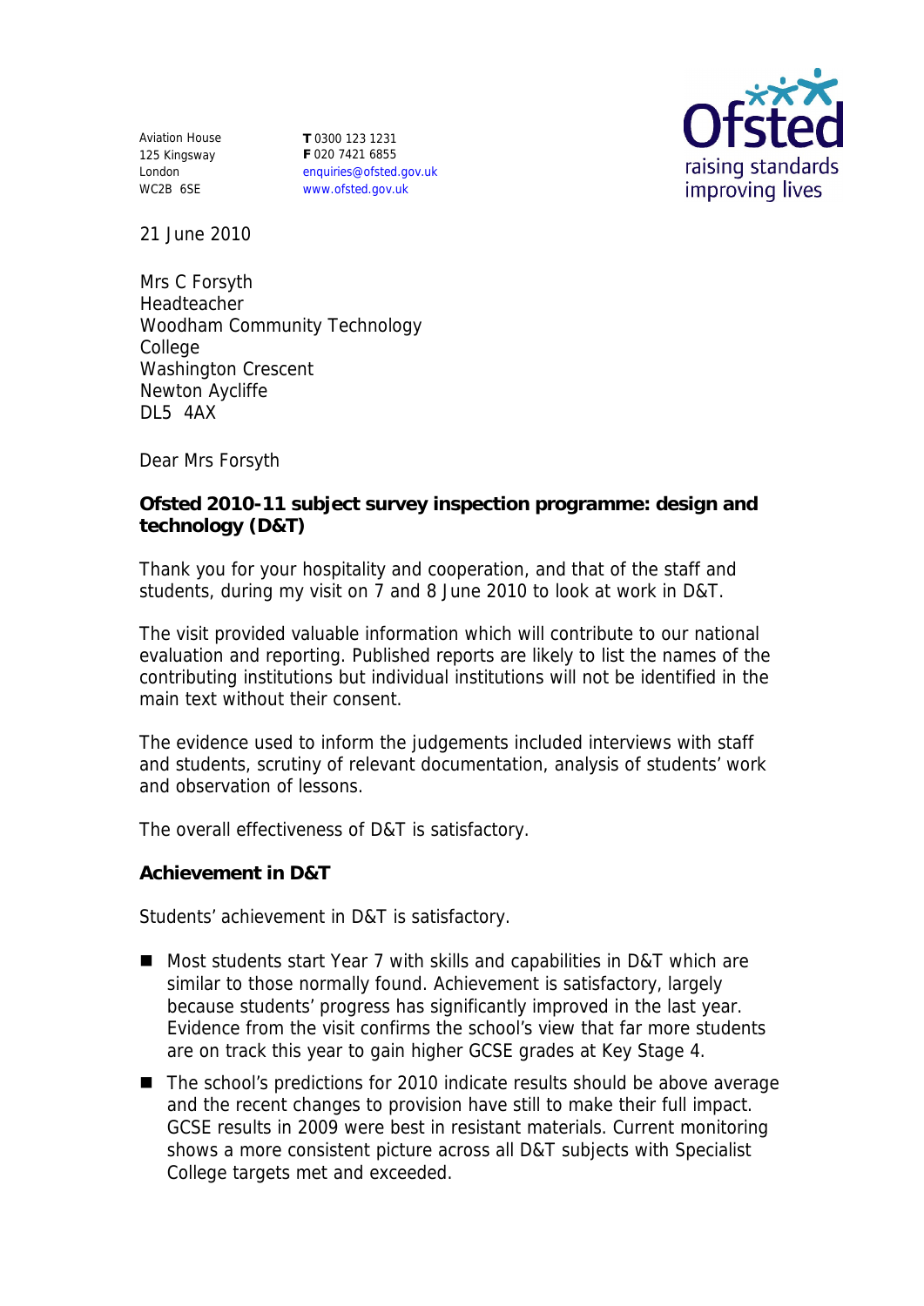Aviation House
125 Kingsway
London
WC2B 6SE

**T** 0300 123 1231
**F** 020 7421 6855
enquiries@ofsted.gov.uk
www.ofsted.gov.uk

Ofsted
raising standards
improving lives

21 June 2010

Mrs C Forsyth
Headteacher
Woodham Community Technology College
Washington Crescent
Newton Aycliffe
DL5 4AX

Dear Mrs Forsyth

**Ofsted 2010-11 subject survey inspection programme: design and technology (D&T)**

Thank you for your hospitality and cooperation, and that of the staff and students, during my visit on 7 and 8 June 2010 to look at work in D&T.

The visit provided valuable information which will contribute to our national evaluation and reporting. Published reports are likely to list the names of the contributing institutions but individual institutions will not be identified in the main text without their consent.

The evidence used to inform the judgements included interviews with staff and students, scrutiny of relevant documentation, analysis of students' work and observation of lessons.

The overall effectiveness of D&T is satisfactory.

**Achievement in D&T**

Students' achievement in D&T is satisfactory.

- Most students start Year 7 with skills and capabilities in D&T which are similar to those normally found. Achievement is satisfactory, largely because students' progress has significantly improved in the last year. Evidence from the visit confirms the school's view that far more students are on track this year to gain higher GCSE grades at Key Stage 4.
- The school's predictions for 2010 indicate results should be above average and the recent changes to provision have still to make their full impact. GCSE results in 2009 were best in resistant materials. Current monitoring shows a more consistent picture across all D&T subjects with Specialist College targets met and exceeded.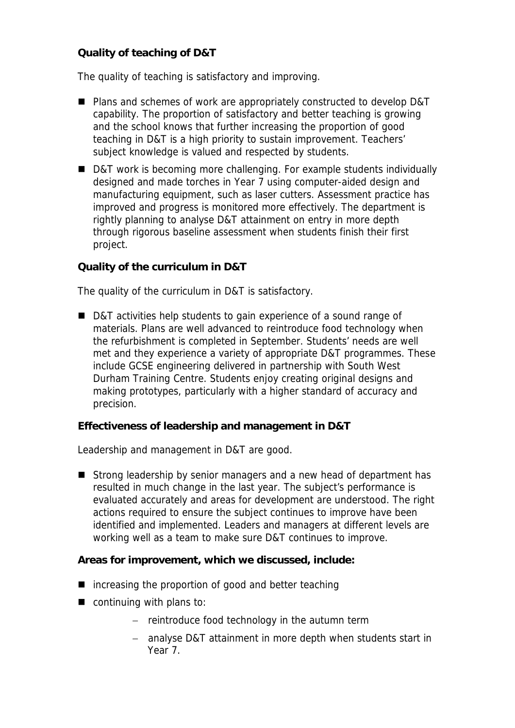**Quality of teaching of D&T**

The quality of teaching is satisfactory and improving.

- Plans and schemes of work are appropriately constructed to develop D&T capability. The proportion of satisfactory and better teaching is growing and the school knows that further increasing the proportion of good teaching in D&T is a high priority to sustain improvement. Teachers' subject knowledge is valued and respected by students.
- D&T work is becoming more challenging. For example students individually designed and made torches in Year 7 using computer-aided design and manufacturing equipment, such as laser cutters. Assessment practice has improved and progress is monitored more effectively. The department is rightly planning to analyse D&T attainment on entry in more depth through rigorous baseline assessment when students finish their first project.

**Quality of the curriculum in D&T**

The quality of the curriculum in D&T is satisfactory.

- D&T activities help students to gain experience of a sound range of materials. Plans are well advanced to reintroduce food technology when the refurbishment is completed in September. Students' needs are well met and they experience a variety of appropriate D&T programmes. These include GCSE engineering delivered in partnership with South West Durham Training Centre. Students enjoy creating original designs and making prototypes, particularly with a higher standard of accuracy and precision.

**Effectiveness of leadership and management in D&T**

Leadership and management in D&T are good.

- Strong leadership by senior managers and a new head of department has resulted in much change in the last year. The subject's performance is evaluated accurately and areas for development are understood. The right actions required to ensure the subject continues to improve have been identified and implemented. Leaders and managers at different levels are working well as a team to make sure D&T continues to improve.

**Areas for improvement, which we discussed, include:**

- increasing the proportion of good and better teaching
- continuing with plans to:
  - reintroduce food technology in the autumn term
  - analyse D&T attainment in more depth when students start in Year 7.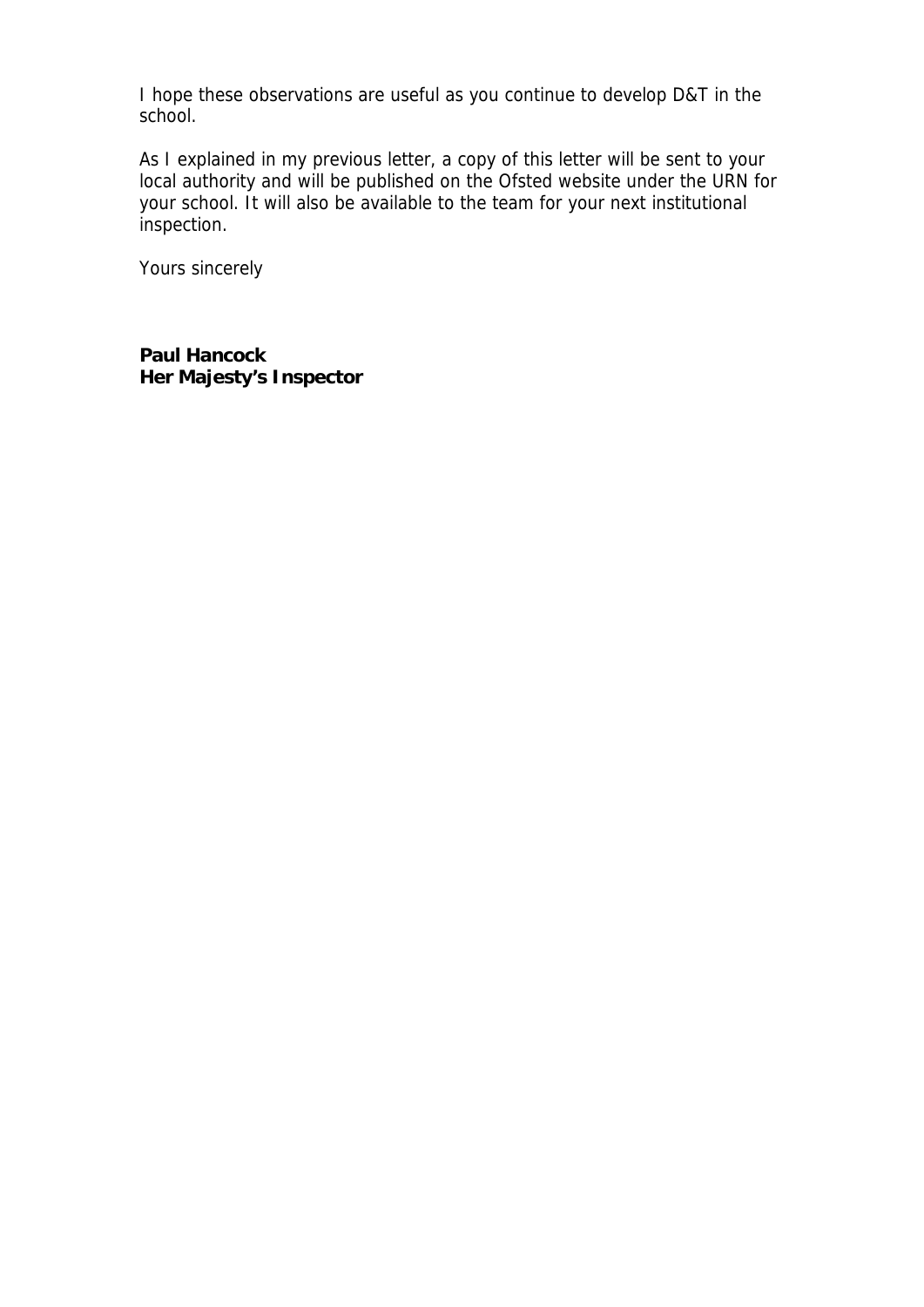I hope these observations are useful as you continue to develop D&T in the school.

As I explained in my previous letter, a copy of this letter will be sent to your local authority and will be published on the Ofsted website under the URN for your school. It will also be available to the team for your next institutional inspection.

Yours sincerely

**Paul Hancock**
**Her Majesty's Inspector**